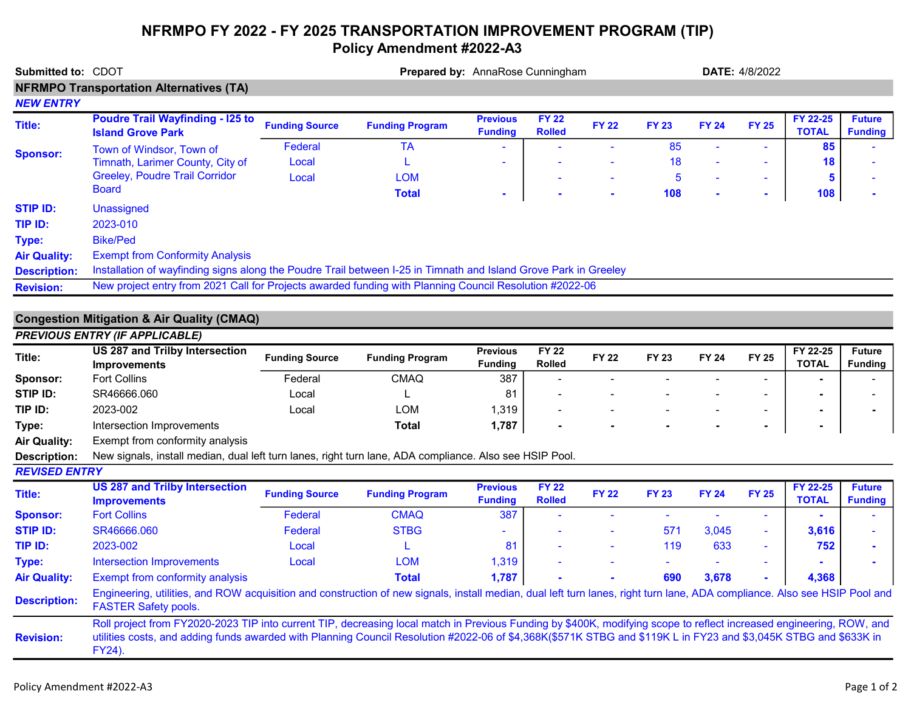# NFRMPO FY 2022 - FY 2025 TRANSPORTATION IMPROVEMENT PROGRAM (TIP)

## Policy Amendment #2022-A3

**Submitted to:** CDOT **Prepared by:** AnnaRose Cunningham **DATE:** 4/8/2022

## NFRMPO Transportation Alternatives (TA)

### *NEW ENTRY*

| | | Funding Source | Funding Program | Previous Funding | FY 22 Rolled | FY 22 | FY 23 | FY 24 | FY 25 | FY 22-25 TOTAL | Future Funding |
|---|---|---|---|---|---|---|---|---|---|---|---|
| **Title:** | **Poudre Trail Wayfinding - I25 to Island Grove Park** | | | | | | | | | | |
| **Sponsor:** | Town of Windsor, Town of Timnath, Larimer County, City of Greeley, Poudre Trail Corridor Board | Federal | TA | - | - | - | 85 | - | - | **85** | - |
| | | Local | L | - | - | - | 18 | - | - | **18** | - |
| | | Local | LOM | | - | - | 5 | - | - | **5** | - |
| | | | **Total** | **-** | **-** | **-** | **108** | **-** | **-** | **108** | **-** |

**STIP ID:** Unassigned
**TIP ID:** 2023-010
**Type:** Bike/Ped
**Air Quality:** Exempt from Conformity Analysis
**Description:** Installation of wayfinding signs along the Poudre Trail between I-25 in Timnath and Island Grove Park in Greeley
**Revision:** New project entry from 2021 Call for Projects awarded funding with Planning Council Resolution #2022-06

## Congestion Mitigation & Air Quality (CMAQ)

### *PREVIOUS ENTRY (IF APPLICABLE)*

| | | Funding Source | Funding Program | Previous Funding | FY 22 Rolled | FY 22 | FY 23 | FY 24 | FY 25 | FY 22-25 TOTAL | Future Funding |
|---|---|---|---|---|---|---|---|---|---|---|---|
| **Title:** | **US 287 and Trilby Intersection Improvements** | | | | | | | | | | |
| **Sponsor:** | Fort Collins | Federal | CMAQ | 387 | - | - | - | - | - | **-** | - |
| **STIP ID:** | SR46666.060 | Local | L | 81 | - | - | - | - | - | **-** | - |
| **TIP ID:** | 2023-002 | Local | LOM | 1,319 | - | - | - | - | - | **-** | **-** |
| **Type:** | Intersection Improvements | | **Total** | **1,787** | **-** | **-** | **-** | **-** | **-** | **-** | |

**Air Quality:** Exempt from conformity analysis
**Description:** New signals, install median, dual left turn lanes, right turn lane, ADA compliance. Also see HSIP Pool.

### *REVISED ENTRY*

| | | Funding Source | Funding Program | Previous Funding | FY 22 Rolled | FY 22 | FY 23 | FY 24 | FY 25 | FY 22-25 TOTAL | Future Funding |
|---|---|---|---|---|---|---|---|---|---|---|---|
| **Title:** | **US 287 and Trilby Intersection Improvements** | | | | | | | | | | |
| **Sponsor:** | Fort Collins | Federal | CMAQ | 387 | - | - | - | - | - | **-** | - |
| **STIP ID:** | SR46666.060 | Federal | STBG | - | - | - | 571 | 3,045 | - | **3,616** | - |
| **TIP ID:** | 2023-002 | Local | L | 81 | - | - | 119 | 633 | - | **752** | **-** |
| **Type:** | Intersection Improvements | Local | LOM | 1,319 | - | - | - | - | - | **-** | **-** |
| **Air Quality:** | Exempt from conformity analysis | | **Total** | **1,787** | **-** | **-** | **690** | **3,678** | **-** | **4,368** | |

**Description:** Engineering, utilities, and ROW acquisition and construction of new signals, install median, dual left turn lanes, right turn lane, ADA compliance. Also see HSIP Pool and FASTER Safety pools.

**Revision:** Roll project from FY2020-2023 TIP into current TIP, decreasing local match in Previous Funding by $400K, modifying scope to reflect increased engineering, ROW, and utilities costs, and adding funds awarded with Planning Council Resolution #2022-06 of $4,368K($571K STBG and $119K L in FY23 and $3,045K STBG and $633K in FY24).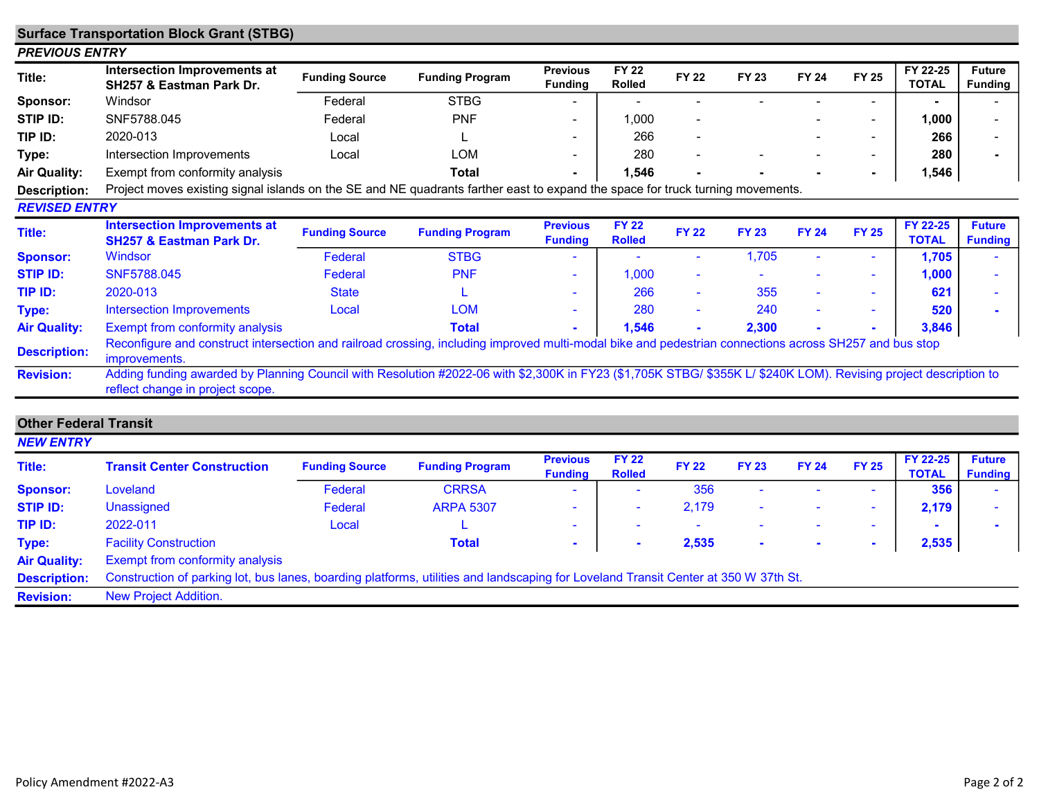## Surface Transportation Block Grant (STBG)

***PREVIOUS ENTRY***

| Title: | Intersection Improvements at SH257 & Eastman Park Dr. | Funding Source | Funding Program | Previous Funding | FY 22 Rolled | FY 22 | FY 23 | FY 24 | FY 25 | FY 22-25 TOTAL | Future Funding |
|---|---|---|---|---|---|---|---|---|---|---|---|
| Sponsor: | Windsor | Federal | STBG | - | - | - | - | - | - | **-** | - |
| STIP ID: | SNF5788.045 | Federal | PNF | - | 1,000 | - | | - | - | **1,000** | - |
| TIP ID: | 2020-013 | Local | L | - | 266 | - | | - | - | **266** | - |
| Type: | Intersection Improvements | Local | LOM | - | 280 | - | - | - | - | **280** | **-** |
| Air Quality: | Exempt from conformity analysis | | **Total** | **-** | **1,546** | **-** | **-** | **-** | **-** | **1,546** | |

**Description:** Project moves existing signal islands on the SE and NE quadrants farther east to expand the space for truck turning movements.

***REVISED ENTRY***

| Title: | Intersection Improvements at SH257 & Eastman Park Dr. | Funding Source | Funding Program | Previous Funding | FY 22 Rolled | FY 22 | FY 23 | FY 24 | FY 25 | FY 22-25 TOTAL | Future Funding |
|---|---|---|---|---|---|---|---|---|---|---|---|
| Sponsor: | Windsor | Federal | STBG | - | - | - | 1,705 | - | - | **1,705** | - |
| STIP ID: | SNF5788.045 | Federal | PNF | - | 1,000 | - | - | - | - | **1,000** | - |
| TIP ID: | 2020-013 | State | L | - | 266 | - | 355 | - | - | **621** | - |
| Type: | Intersection Improvements | Local | LOM | - | 280 | - | 240 | - | - | **520** | **-** |
| Air Quality: | Exempt from conformity analysis | | **Total** | **-** | **1,546** | **-** | **2,300** | **-** | **-** | **3,846** | |

**Description:** Reconfigure and construct intersection and railroad crossing, including improved multi-modal bike and pedestrian connections across SH257 and bus stop improvements.

**Revision:** Adding funding awarded by Planning Council with Resolution #2022-06 with $2,300K in FY23 ($1,705K STBG/ $355K L/ $240K LOM). Revising project description to reflect change in project scope.

## Other Federal Transit

***NEW ENTRY***

| Title: | Transit Center Construction | Funding Source | Funding Program | Previous Funding | FY 22 Rolled | FY 22 | FY 23 | FY 24 | FY 25 | FY 22-25 TOTAL | Future Funding |
|---|---|---|---|---|---|---|---|---|---|---|---|
| Sponsor: | Loveland | Federal | CRRSA | - | - | 356 | - | - | - | **356** | - |
| STIP ID: | Unassigned | Federal | ARPA 5307 | - | - | 2,179 | - | - | - | **2,179** | - |
| TIP ID: | 2022-011 | Local | L | - | - | - | - | - | - | **-** | **-** |
| Type: | Facility Construction | | **Total** | **-** | **-** | **2,535** | **-** | **-** | **-** | **2,535** | |
| Air Quality: | Exempt from conformity analysis | | | | | | | | | | |

**Description:** Construction of parking lot, bus lanes, boarding platforms, utilities and landscaping for Loveland Transit Center at 350 W 37th St.

**Revision:** New Project Addition.

Policy Amendment #2022-A3